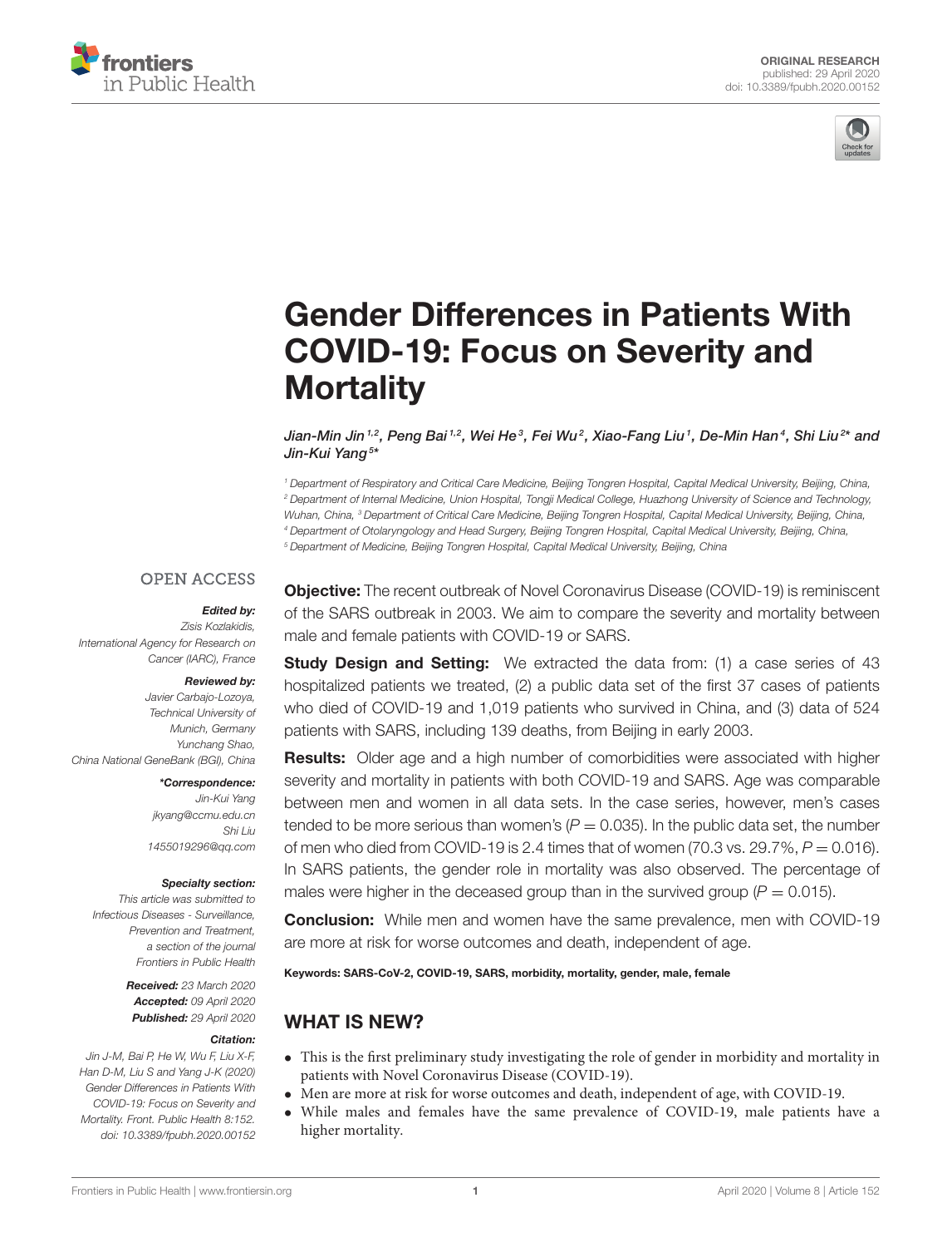ORIGINAL RESEARCH
published: 29 April 2020
doi: 10.3389/fpubh.2020.00152

# Gender Differences in Patients With COVID-19: Focus on Severity and Mortality

Jian-Min Jin[1,2], Peng Bai[1,2], Wei He[3], Fei Wu[2], Xiao-Fang Liu[1], De-Min Han[4], Shi Liu[2]* and Jin-Kui Yang[5]*

[1] Department of Respiratory and Critical Care Medicine, Beijing Tongren Hospital, Capital Medical University, Beijing, China, [2] Department of Internal Medicine, Union Hospital, Tongji Medical College, Huazhong University of Science and Technology, Wuhan, China, [3] Department of Critical Care Medicine, Beijing Tongren Hospital, Capital Medical University, Beijing, China, [4] Department of Otolaryngology and Head Surgery, Beijing Tongren Hospital, Capital Medical University, Beijing, China, [5] Department of Medicine, Beijing Tongren Hospital, Capital Medical University, Beijing, China

OPEN ACCESS

***Edited by:***
Zisis Kozlakidis,
International Agency for Research on Cancer (IARC), France

***Reviewed by:***
Javier Carbajo-Lozoya,
Technical University of Munich, Germany
Yunchang Shao,
China National GeneBank (BGI), China

***\*Correspondence:***
Jin-Kui Yang
jkyang@ccmu.edu.cn
Shi Liu
1455019296@qq.com

***Specialty section:***
This article was submitted to Infectious Diseases - Surveillance, Prevention and Treatment, a section of the journal Frontiers in Public Health

***Received:*** 23 March 2020
***Accepted:*** 09 April 2020
***Published:*** 29 April 2020

***Citation:***
Jin J-M, Bai P, He W, Wu F, Liu X-F, Han D-M, Liu S and Yang J-K (2020) Gender Differences in Patients With COVID-19: Focus on Severity and Mortality. Front. Public Health 8:152. doi: 10.3389/fpubh.2020.00152

**Objective:** The recent outbreak of Novel Coronavirus Disease (COVID-19) is reminiscent of the SARS outbreak in 2003. We aim to compare the severity and mortality between male and female patients with COVID-19 or SARS.

**Study Design and Setting:** We extracted the data from: (1) a case series of 43 hospitalized patients we treated, (2) a public data set of the first 37 cases of patients who died of COVID-19 and 1,019 patients who survived in China, and (3) data of 524 patients with SARS, including 139 deaths, from Beijing in early 2003.

**Results:** Older age and a high number of comorbidities were associated with higher severity and mortality in patients with both COVID-19 and SARS. Age was comparable between men and women in all data sets. In the case series, however, men's cases tended to be more serious than women's ($P = 0.035$). In the public data set, the number of men who died from COVID-19 is 2.4 times that of women (70.3 vs. 29.7%, $P = 0.016$). In SARS patients, the gender role in mortality was also observed. The percentage of males were higher in the deceased group than in the survived group ($P = 0.015$).

**Conclusion:** While men and women have the same prevalence, men with COVID-19 are more at risk for worse outcomes and death, independent of age.

**Keywords: SARS-CoV-2, COVID-19, SARS, morbidity, mortality, gender, male, female**

## WHAT IS NEW?

- This is the first preliminary study investigating the role of gender in morbidity and mortality in patients with Novel Coronavirus Disease (COVID-19).
- Men are more at risk for worse outcomes and death, independent of age, with COVID-19.
- While males and females have the same prevalence of COVID-19, male patients have a higher mortality.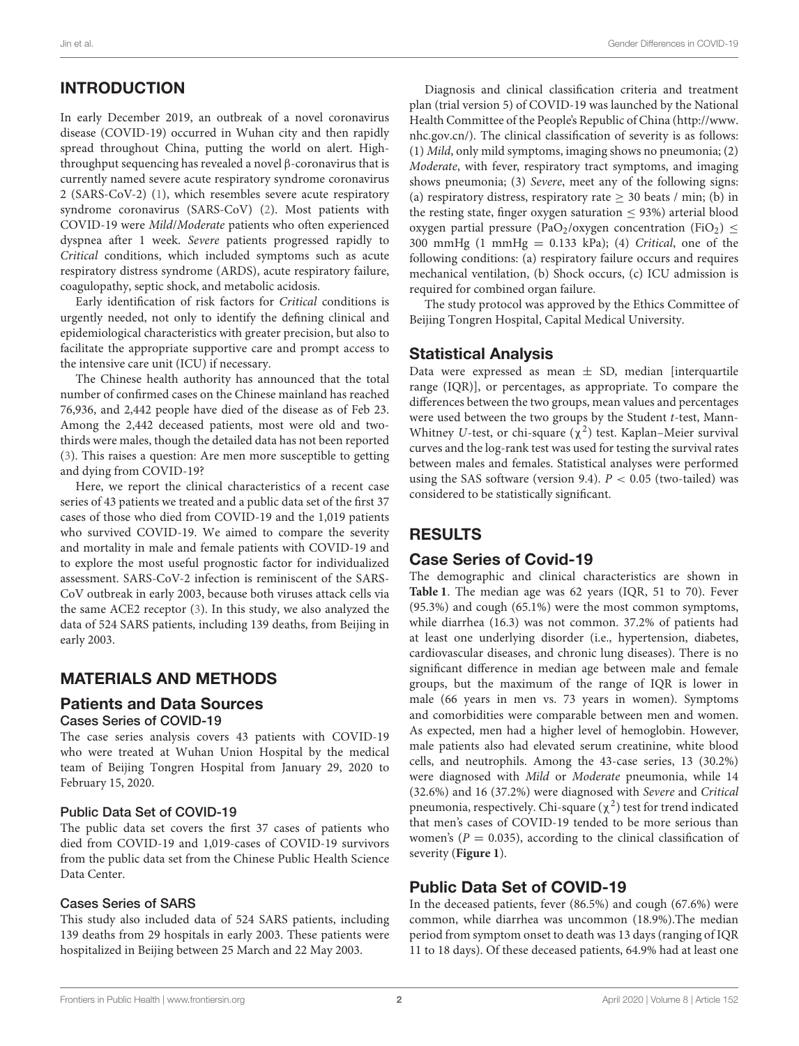## INTRODUCTION

In early December 2019, an outbreak of a novel coronavirus disease (COVID-19) occurred in Wuhan city and then rapidly spread throughout China, putting the world on alert. High-throughput sequencing has revealed a novel β-coronavirus that is currently named severe acute respiratory syndrome coronavirus 2 (SARS-CoV-2) (1), which resembles severe acute respiratory syndrome coronavirus (SARS-CoV) (2). Most patients with COVID-19 were *Mild*/*Moderate* patients who often experienced dyspnea after 1 week. *Severe* patients progressed rapidly to *Critical* conditions, which included symptoms such as acute respiratory distress syndrome (ARDS), acute respiratory failure, coagulopathy, septic shock, and metabolic acidosis.

Early identification of risk factors for *Critical* conditions is urgently needed, not only to identify the defining clinical and epidemiological characteristics with greater precision, but also to facilitate the appropriate supportive care and prompt access to the intensive care unit (ICU) if necessary.

The Chinese health authority has announced that the total number of confirmed cases on the Chinese mainland has reached 76,936, and 2,442 people have died of the disease as of Feb 23. Among the 2,442 deceased patients, most were old and two-thirds were males, though the detailed data has not been reported (3). This raises a question: Are men more susceptible to getting and dying from COVID-19?

Here, we report the clinical characteristics of a recent case series of 43 patients we treated and a public data set of the first 37 cases of those who died from COVID-19 and the 1,019 patients who survived COVID-19. We aimed to compare the severity and mortality in male and female patients with COVID-19 and to explore the most useful prognostic factor for individualized assessment. SARS-CoV-2 infection is reminiscent of the SARS-CoV outbreak in early 2003, because both viruses attack cells via the same ACE2 receptor (3). In this study, we also analyzed the data of 524 SARS patients, including 139 deaths, from Beijing in early 2003.

## MATERIALS AND METHODS

### Patients and Data Sources

#### Cases Series of COVID-19

The case series analysis covers 43 patients with COVID-19 who were treated at Wuhan Union Hospital by the medical team of Beijing Tongren Hospital from January 29, 2020 to February 15, 2020.

#### Public Data Set of COVID-19

The public data set covers the first 37 cases of patients who died from COVID-19 and 1,019-cases of COVID-19 survivors from the public data set from the Chinese Public Health Science Data Center.

#### Cases Series of SARS

This study also included data of 524 SARS patients, including 139 deaths from 29 hospitals in early 2003. These patients were hospitalized in Beijing between 25 March and 22 May 2003.

Diagnosis and clinical classification criteria and treatment plan (trial version 5) of COVID-19 was launched by the National Health Committee of the People's Republic of China (http://www.nhc.gov.cn/). The clinical classification of severity is as follows: (1) *Mild*, only mild symptoms, imaging shows no pneumonia; (2) *Moderate*, with fever, respiratory tract symptoms, and imaging shows pneumonia; (3) *Severe*, meet any of the following signs: (a) respiratory distress, respiratory rate $\geq$ 30 beats / min; (b) in the resting state, finger oxygen saturation $\leq$ 93%) arterial blood oxygen partial pressure ($PaO_2$/oxygen concentration ($FiO_2$) $\leq$ 300 mmHg (1 mmHg = 0.133 kPa); (4) *Critical*, one of the following conditions: (a) respiratory failure occurs and requires mechanical ventilation, (b) Shock occurs, (c) ICU admission is required for combined organ failure.

The study protocol was approved by the Ethics Committee of Beijing Tongren Hospital, Capital Medical University.

### Statistical Analysis

Data were expressed as mean $\pm$ SD, median [interquartile range (IQR)], or percentages, as appropriate. To compare the differences between the two groups, mean values and percentages were used between the two groups by the Student *t*-test, Mann-Whitney *U*-test, or chi-square ($\chi^2$) test. Kaplan–Meier survival curves and the log-rank test was used for testing the survival rates between males and females. Statistical analyses were performed using the SAS software (version 9.4). $P < 0.05$ (two-tailed) was considered to be statistically significant.

## RESULTS

### Case Series of Covid-19

The demographic and clinical characteristics are shown in **Table 1**. The median age was 62 years (IQR, 51 to 70). Fever (95.3%) and cough (65.1%) were the most common symptoms, while diarrhea (16.3) was not common. 37.2% of patients had at least one underlying disorder (i.e., hypertension, diabetes, cardiovascular diseases, and chronic lung diseases). There is no significant difference in median age between male and female groups, but the maximum of the range of IQR is lower in male (66 years in men vs. 73 years in women). Symptoms and comorbidities were comparable between men and women. As expected, men had a higher level of hemoglobin. However, male patients also had elevated serum creatinine, white blood cells, and neutrophils. Among the 43-case series, 13 (30.2%) were diagnosed with *Mild* or *Moderate* pneumonia, while 14 (32.6%) and 16 (37.2%) were diagnosed with *Severe* and *Critical* pneumonia, respectively. Chi-square ($\chi^2$) test for trend indicated that men's cases of COVID-19 tended to be more serious than women's ($P = 0.035$), according to the clinical classification of severity (**Figure 1**).

### Public Data Set of COVID-19

In the deceased patients, fever (86.5%) and cough (67.6%) were common, while diarrhea was uncommon (18.9%).The median period from symptom onset to death was 13 days (ranging of IQR 11 to 18 days). Of these deceased patients, 64.9% had at least one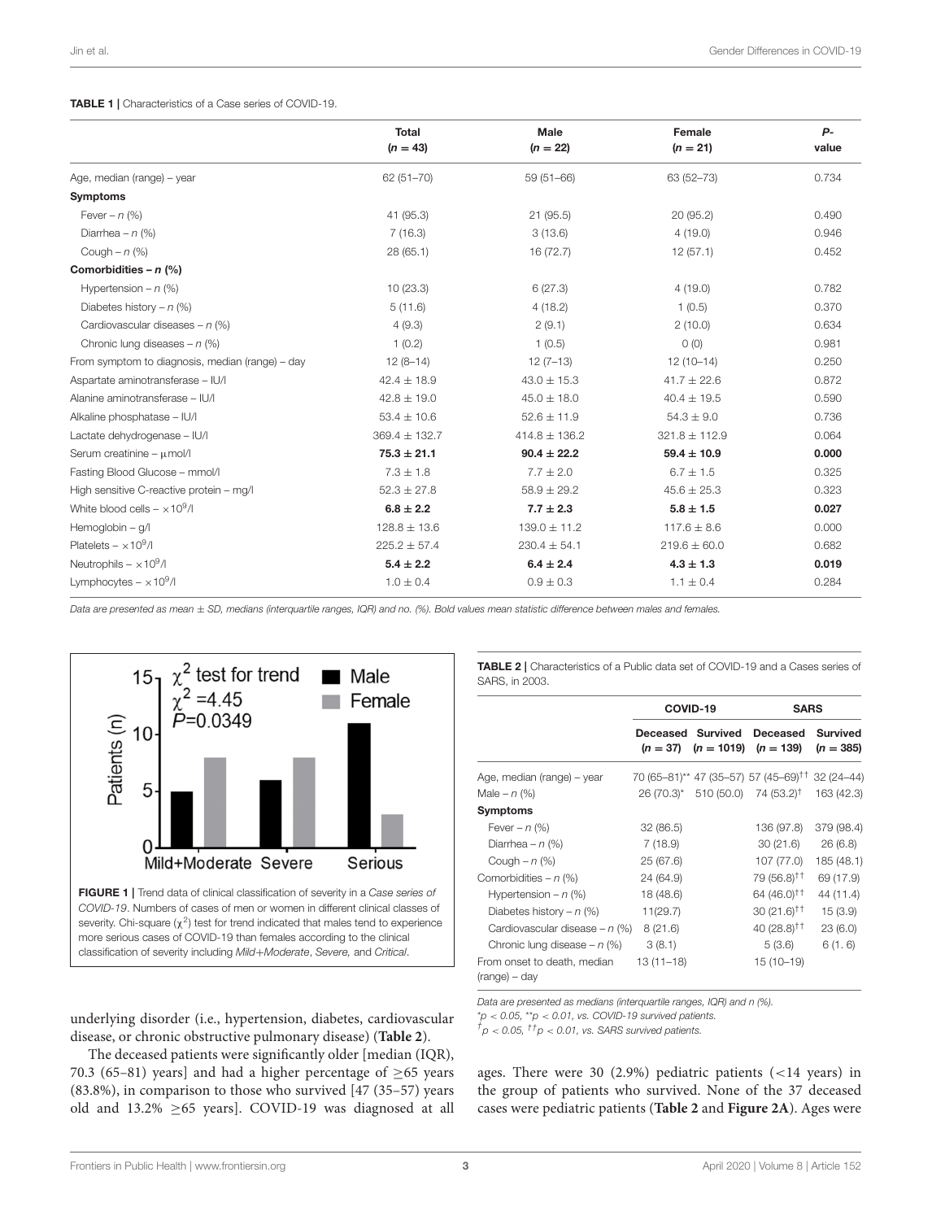**TABLE 1 |** Characteristics of a Case series of COVID-19.

| | Total ($n = 43$) | Male ($n = 22$) | Female ($n = 21$) | *P*-value |
|---|---|---|---|---|
| Age, median (range) – year | 62 (51–70) | 59 (51–66) | 63 (52–73) | 0.734 |
| **Symptoms** | | | | |
| Fever – *n* (%) | 41 (95.3) | 21 (95.5) | 20 (95.2) | 0.490 |
| Diarrhea – *n* (%) | 7 (16.3) | 3 (13.6) | 4 (19.0) | 0.946 |
| Cough – *n* (%) | 28 (65.1) | 16 (72.7) | 12 (57.1) | 0.452 |
| **Comorbidities – *n* (%)** | | | | |
| Hypertension – *n* (%) | 10 (23.3) | 6 (27.3) | 4 (19.0) | 0.782 |
| Diabetes history – *n* (%) | 5 (11.6) | 4 (18.2) | 1 (0.5) | 0.370 |
| Cardiovascular diseases – *n* (%) | 4 (9.3) | 2 (9.1) | 2 (10.0) | 0.634 |
| Chronic lung diseases – *n* (%) | 1 (0.2) | 1 (0.5) | 0 (0) | 0.981 |
| From symptom to diagnosis, median (range) – day | 12 (8–14) | 12 (7–13) | 12 (10–14) | 0.250 |
| Aspartate aminotransferase – IU/l | 42.4 ± 18.9 | 43.0 ± 15.3 | 41.7 ± 22.6 | 0.872 |
| Alanine aminotransferase – IU/l | 42.8 ± 19.0 | 45.0 ± 18.0 | 40.4 ± 19.5 | 0.590 |
| Alkaline phosphatase – IU/l | 53.4 ± 10.6 | 52.6 ± 11.9 | 54.3 ± 9.0 | 0.736 |
| Lactate dehydrogenase – IU/l | 369.4 ± 132.7 | 414.8 ± 136.2 | 321.8 ± 112.9 | 0.064 |
| Serum creatinine – μmol/l | **75.3 ± 21.1** | **90.4 ± 22.2** | **59.4 ± 10.9** | **0.000** |
| Fasting Blood Glucose – mmol/l | 7.3 ± 1.8 | 7.7 ± 2.0 | 6.7 ± 1.5 | 0.325 |
| High sensitive C-reactive protein – mg/l | 52.3 ± 27.8 | 58.9 ± 29.2 | 45.6 ± 25.3 | 0.323 |
| White blood cells – $\times 10^9$/l | **6.8 ± 2.2** | **7.7 ± 2.3** | **5.8 ± 1.5** | **0.027** |
| Hemoglobin – g/l | 128.8 ± 13.6 | 139.0 ± 11.2 | 117.6 ± 8.6 | 0.000 |
| Platelets – $\times 10^9$/l | 225.2 ± 57.4 | 230.4 ± 54.1 | 219.6 ± 60.0 | 0.682 |
| Neutrophils – $\times 10^9$/l | **5.4 ± 2.2** | **6.4 ± 2.4** | **4.3 ± 1.3** | **0.019** |
| Lymphocytes – $\times 10^9$/l | 1.0 ± 0.4 | 0.9 ± 0.3 | 1.1 ± 0.4 | 0.284 |

*Data are presented as mean ± SD, medians (interquartile ranges, IQR) and no. (%). Bold values mean statistic difference between males and females.*

**FIGURE 1 |** Trend data of clinical classification of severity in a *Case series of COVID-19*. Numbers of cases of men or women in different clinical classes of severity. Chi-square ($\chi^2$) test for trend indicated that males tend to experience more serious cases of COVID-19 than females according to the clinical classification of severity including *Mild+Moderate*, *Severe*, and *Critical*.

**TABLE 2 |** Characteristics of a Public data set of COVID-19 and a Cases series of SARS, in 2003.

| | COVID-19 | | SARS | |
|---|---|---|---|---|
| | Deceased ($n = 37$) | Survived ($n = 1019$) | Deceased ($n = 139$) | Survived ($n = 385$) |
| Age, median (range) – year | 70 (65–81)** | 47 (35–57) | 57 (45–69)†† | 32 (24–44) |
| Male – *n* (%) | 26 (70.3)* | 510 (50.0) | 74 (53.2)† | 163 (42.3) |
| **Symptoms** | | | | |
| Fever – *n* (%) | 32 (86.5) | | 136 (97.8) | 379 (98.4) |
| Diarrhea – *n* (%) | 7 (18.9) | | 30 (21.6) | 26 (6.8) |
| Cough – *n* (%) | 25 (67.6) | | 107 (77.0) | 185 (48.1) |
| Comorbidities – *n* (%) | 24 (64.9) | | 79 (56.8)†† | 69 (17.9) |
| Hypertension – *n* (%) | 18 (48.6) | | 64 (46.0)†† | 44 (11.4) |
| Diabetes history – *n* (%) | 11(29.7) | | 30 (21.6)†† | 15 (3.9) |
| Cardiovascular disease – *n* (%) | 8 (21.6) | | 40 (28.8)†† | 23 (6.0) |
| Chronic lung disease – *n* (%) | 3 (8.1) | | 5 (3.6) | 6 (1. 6) |
| From onset to death, median (range) – day | 13 (11–18) | | 15 (10–19) | |

*Data are presented as medians (interquartile ranges, IQR) and n (%).*
*$p < 0.05$, **$p < 0.01$, vs. COVID-19 survived patients.*
*†$p < 0.05$, ††$p < 0.01$, vs. SARS survived patients.*

underlying disorder (i.e., hypertension, diabetes, cardiovascular disease, or chronic obstructive pulmonary disease) (**Table 2**).

The deceased patients were significantly older [median (IQR), 70.3 (65–81) years] and had a higher percentage of ≥65 years (83.8%), in comparison to those who survived [47 (35–57) years old and 13.2% ≥65 years]. COVID-19 was diagnosed at all ages. There were 30 (2.9%) pediatric patients (<14 years) in the group of patients who survived. None of the 37 deceased cases were pediatric patients (**Table 2** and **Figure 2A**). Ages were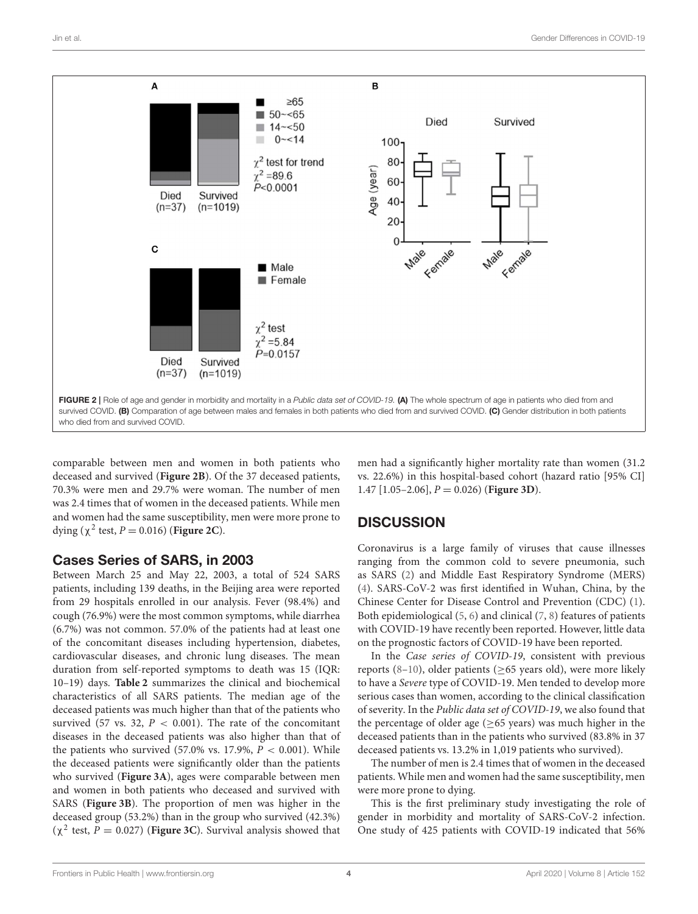FIGURE 2 | Role of age and gender in morbidity and mortality in a *Public data set of COVID-19.* **(A)** The whole spectrum of age in patients who died from and survived COVID. **(B)** Comparation of age between males and females in both patients who died from and survived COVID. **(C)** Gender distribution in both patients who died from and survived COVID.

comparable between men and women in both patients who deceased and survived (**Figure 2B**). Of the 37 deceased patients, 70.3% were men and 29.7% were woman. The number of men was 2.4 times that of women in the deceased patients. While men and women had the same susceptibility, men were more prone to dying ($\chi^2$ test, $P = 0.016$) (**Figure 2C**).

## Cases Series of SARS, in 2003

Between March 25 and May 22, 2003, a total of 524 SARS patients, including 139 deaths, in the Beijing area were reported from 29 hospitals enrolled in our analysis. Fever (98.4%) and cough (76.9%) were the most common symptoms, while diarrhea (6.7%) was not common. 57.0% of the patients had at least one of the concomitant diseases including hypertension, diabetes, cardiovascular diseases, and chronic lung diseases. The mean duration from self-reported symptoms to death was 15 (IQR: 10–19) days. **Table 2** summarizes the clinical and biochemical characteristics of all SARS patients. The median age of the deceased patients was much higher than that of the patients who survived (57 vs. 32, $P < 0.001$). The rate of the concomitant diseases in the deceased patients was also higher than that of the patients who survived (57.0% vs. 17.9%, $P < 0.001$). While the deceased patients were significantly older than the patients who survived (**Figure 3A**), ages were comparable between men and women in both patients who deceased and survived with SARS (**Figure 3B**). The proportion of men was higher in the deceased group (53.2%) than in the group who survived (42.3%) ($\chi^2$ test, $P = 0.027$) (**Figure 3C**). Survival analysis showed that men had a significantly higher mortality rate than women (31.2 vs. 22.6%) in this hospital-based cohort (hazard ratio [95% CI] 1.47 [1.05–2.06], $P = 0.026$) (**Figure 3D**).

## DISCUSSION

Coronavirus is a large family of viruses that cause illnesses ranging from the common cold to severe pneumonia, such as SARS (2) and Middle East Respiratory Syndrome (MERS) (4). SARS-CoV-2 was first identified in Wuhan, China, by the Chinese Center for Disease Control and Prevention (CDC) (1). Both epidemiological (5, 6) and clinical (7, 8) features of patients with COVID-19 have recently been reported. However, little data on the prognostic factors of COVID-19 have been reported.

In the *Case series of COVID-19*, consistent with previous reports (8–10), older patients (≥65 years old), were more likely to have a *Severe* type of COVID-19. Men tended to develop more serious cases than women, according to the clinical classification of severity. In the *Public data set of COVID-19*, we also found that the percentage of older age (≥65 years) was much higher in the deceased patients than in the patients who survived (83.8% in 37 deceased patients vs. 13.2% in 1,019 patients who survived).

The number of men is 2.4 times that of women in the deceased patients. While men and women had the same susceptibility, men were more prone to dying.

This is the first preliminary study investigating the role of gender in morbidity and mortality of SARS-CoV-2 infection. One study of 425 patients with COVID-19 indicated that 56%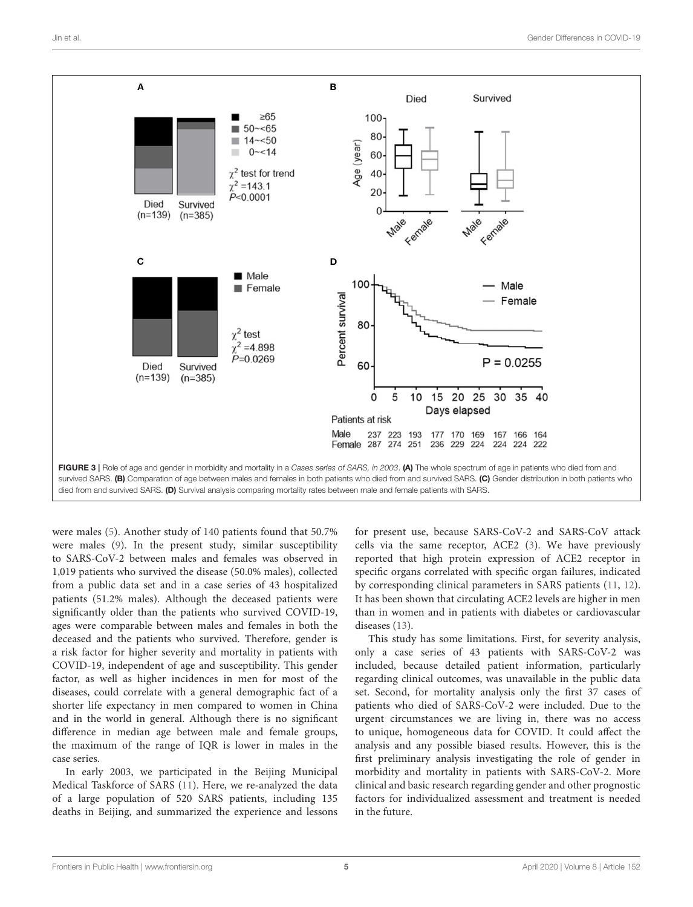FIGURE 3 | Role of age and gender in morbidity and mortality in a *Cases series of SARS, in 2003*. **(A)** The whole spectrum of age in patients who died from and survived SARS. **(B)** Comparation of age between males and females in both patients who died from and survived SARS. **(C)** Gender distribution in both patients who died from and survived SARS. **(D)** Survival analysis comparing mortality rates between male and female patients with SARS.

were males (5). Another study of 140 patients found that 50.7% were males (9). In the present study, similar susceptibility to SARS-CoV-2 between males and females was observed in 1,019 patients who survived the disease (50.0% males), collected from a public data set and in a case series of 43 hospitalized patients (51.2% males). Although the deceased patients were significantly older than the patients who survived COVID-19, ages were comparable between males and females in both the deceased and the patients who survived. Therefore, gender is a risk factor for higher severity and mortality in patients with COVID-19, independent of age and susceptibility. This gender factor, as well as higher incidences in men for most of the diseases, could correlate with a general demographic fact of a shorter life expectancy in men compared to women in China and in the world in general. Although there is no significant difference in median age between male and female groups, the maximum of the range of IQR is lower in males in the case series.

In early 2003, we participated in the Beijing Municipal Medical Taskforce of SARS (11). Here, we re-analyzed the data of a large population of 520 SARS patients, including 135 deaths in Beijing, and summarized the experience and lessons for present use, because SARS-CoV-2 and SARS-CoV attack cells via the same receptor, ACE2 (3). We have previously reported that high protein expression of ACE2 receptor in specific organs correlated with specific organ failures, indicated by corresponding clinical parameters in SARS patients (11, 12). It has been shown that circulating ACE2 levels are higher in men than in women and in patients with diabetes or cardiovascular diseases (13).

This study has some limitations. First, for severity analysis, only a case series of 43 patients with SARS-CoV-2 was included, because detailed patient information, particularly regarding clinical outcomes, was unavailable in the public data set. Second, for mortality analysis only the first 37 cases of patients who died of SARS-CoV-2 were included. Due to the urgent circumstances we are living in, there was no access to unique, homogeneous data for COVID. It could affect the analysis and any possible biased results. However, this is the first preliminary analysis investigating the role of gender in morbidity and mortality in patients with SARS-CoV-2. More clinical and basic research regarding gender and other prognostic factors for individualized assessment and treatment is needed in the future.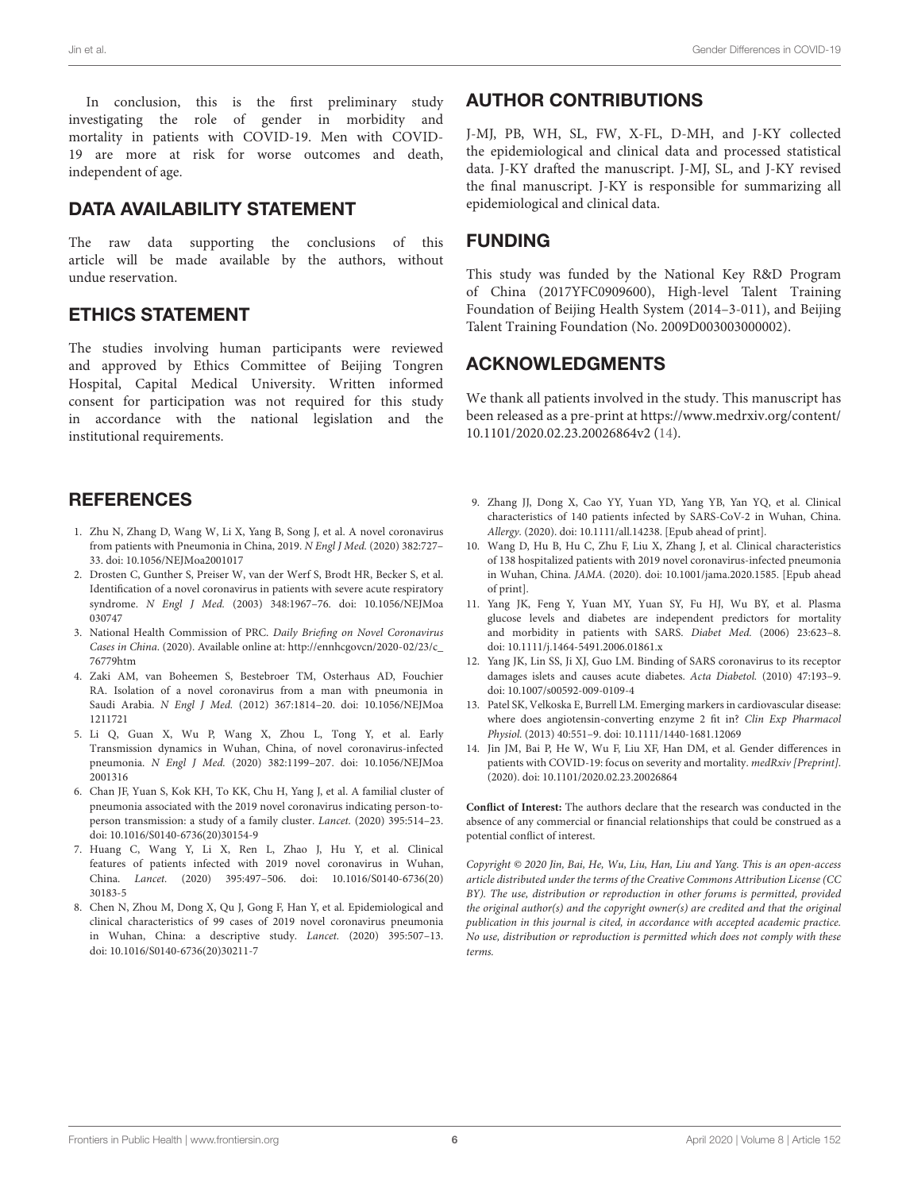In conclusion, this is the first preliminary study investigating the role of gender in morbidity and mortality in patients with COVID-19. Men with COVID-19 are more at risk for worse outcomes and death, independent of age.

## DATA AVAILABILITY STATEMENT

The raw data supporting the conclusions of this article will be made available by the authors, without undue reservation.

## ETHICS STATEMENT

The studies involving human participants were reviewed and approved by Ethics Committee of Beijing Tongren Hospital, Capital Medical University. Written informed consent for participation was not required for this study in accordance with the national legislation and the institutional requirements.

## AUTHOR CONTRIBUTIONS

J-MJ, PB, WH, SL, FW, X-FL, D-MH, and J-KY collected the epidemiological and clinical data and processed statistical data. J-KY drafted the manuscript. J-MJ, SL, and J-KY revised the final manuscript. J-KY is responsible for summarizing all epidemiological and clinical data.

## FUNDING

This study was funded by the National Key R&D Program of China (2017YFC0909600), High-level Talent Training Foundation of Beijing Health System (2014–3-011), and Beijing Talent Training Foundation (No. 2009D003003000002).

## ACKNOWLEDGMENTS

We thank all patients involved in the study. This manuscript has been released as a pre-print at https://www.medrxiv.org/content/10.1101/2020.02.23.20026864v2 (14).

## REFERENCES

1. Zhu N, Zhang D, Wang W, Li X, Yang B, Song J, et al. A novel coronavirus from patients with Pneumonia in China, 2019. *N Engl J Med.* (2020) 382:727–33. doi: 10.1056/NEJMoa2001017
2. Drosten C, Gunther S, Preiser W, van der Werf S, Brodt HR, Becker S, et al. Identification of a novel coronavirus in patients with severe acute respiratory syndrome. *N Engl J Med.* (2003) 348:1967–76. doi: 10.1056/NEJMoa030747
3. National Health Commission of PRC. *Daily Briefing on Novel Coronavirus Cases in China.* (2020). Available online at: http://ennhcgovcn/2020-02/23/c_76779htm
4. Zaki AM, van Boheemen S, Bestebroer TM, Osterhaus AD, Fouchier RA. Isolation of a novel coronavirus from a man with pneumonia in Saudi Arabia. *N Engl J Med.* (2012) 367:1814–20. doi: 10.1056/NEJMoa1211721
5. Li Q, Guan X, Wu P, Wang X, Zhou L, Tong Y, et al. Early Transmission dynamics in Wuhan, China, of novel coronavirus-infected pneumonia. *N Engl J Med.* (2020) 382:1199–207. doi: 10.1056/NEJMoa2001316
6. Chan JF, Yuan S, Kok KH, To KK, Chu H, Yang J, et al. A familial cluster of pneumonia associated with the 2019 novel coronavirus indicating person-to-person transmission: a study of a family cluster. *Lancet.* (2020) 395:514–23. doi: 10.1016/S0140-6736(20)30154-9
7. Huang C, Wang Y, Li X, Ren L, Zhao J, Hu Y, et al. Clinical features of patients infected with 2019 novel coronavirus in Wuhan, China. *Lancet.* (2020) 395:497–506. doi: 10.1016/S0140-6736(20)30183-5
8. Chen N, Zhou M, Dong X, Qu J, Gong F, Han Y, et al. Epidemiological and clinical characteristics of 99 cases of 2019 novel coronavirus pneumonia in Wuhan, China: a descriptive study. *Lancet.* (2020) 395:507–13. doi: 10.1016/S0140-6736(20)30211-7
9. Zhang JJ, Dong X, Cao YY, Yuan YD, Yang YB, Yan YQ, et al. Clinical characteristics of 140 patients infected by SARS-CoV-2 in Wuhan, China. *Allergy.* (2020). doi: 10.1111/all.14238. [Epub ahead of print].
10. Wang D, Hu B, Hu C, Zhu F, Liu X, Zhang J, et al. Clinical characteristics of 138 hospitalized patients with 2019 novel coronavirus-infected pneumonia in Wuhan, China. *JAMA.* (2020). doi: 10.1001/jama.2020.1585. [Epub ahead of print].
11. Yang JK, Feng Y, Yuan MY, Yuan SY, Fu HJ, Wu BY, et al. Plasma glucose levels and diabetes are independent predictors for mortality and morbidity in patients with SARS. *Diabet Med.* (2006) 23:623–8. doi: 10.1111/j.1464-5491.2006.01861.x
12. Yang JK, Lin SS, Ji XJ, Guo LM. Binding of SARS coronavirus to its receptor damages islets and causes acute diabetes. *Acta Diabetol.* (2010) 47:193–9. doi: 10.1007/s00592-009-0109-4
13. Patel SK, Velkoska E, Burrell LM. Emerging markers in cardiovascular disease: where does angiotensin-converting enzyme 2 fit in? *Clin Exp Pharmacol Physiol.* (2013) 40:551–9. doi: 10.1111/1440-1681.12069
14. Jin JM, Bai P, He W, Wu F, Liu XF, Han DM, et al. Gender differences in patients with COVID-19: focus on severity and mortality. *medRxiv [Preprint].* (2020). doi: 10.1101/2020.02.23.20026864

**Conflict of Interest:** The authors declare that the research was conducted in the absence of any commercial or financial relationships that could be construed as a potential conflict of interest.

*Copyright © 2020 Jin, Bai, He, Wu, Liu, Han, Liu and Yang. This is an open-access article distributed under the terms of the Creative Commons Attribution License (CC BY). The use, distribution or reproduction in other forums is permitted, provided the original author(s) and the copyright owner(s) are credited and that the original publication in this journal is cited, in accordance with accepted academic practice. No use, distribution or reproduction is permitted which does not comply with these terms.*